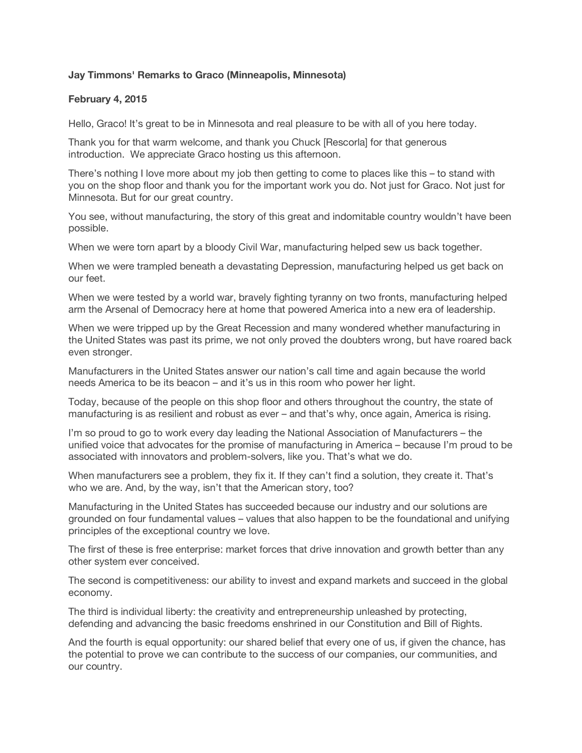**Jay Timmons' Remarks to Graco (Minneapolis, Minnesota)**

**February 4, 2015**

Hello, Graco! It's great to be in Minnesota and real pleasure to be with all of you here today.

Thank you for that warm welcome, and thank you Chuck [Rescorla] for that generous introduction. We appreciate Graco hosting us this afternoon.

There's nothing I love more about my job then getting to come to places like this – to stand with you on the shop floor and thank you for the important work you do. Not just for Graco. Not just for Minnesota. But for our great country.

You see, without manufacturing, the story of this great and indomitable country wouldn't have been possible.

When we were torn apart by a bloody Civil War, manufacturing helped sew us back together.

When we were trampled beneath a devastating Depression, manufacturing helped us get back on our feet.

When we were tested by a world war, bravely fighting tyranny on two fronts, manufacturing helped arm the Arsenal of Democracy here at home that powered America into a new era of leadership.

When we were tripped up by the Great Recession and many wondered whether manufacturing in the United States was past its prime, we not only proved the doubters wrong, but have roared back even stronger.

Manufacturers in the United States answer our nation's call time and again because the world needs America to be its beacon – and it's us in this room who power her light.

Today, because of the people on this shop floor and others throughout the country, the state of manufacturing is as resilient and robust as ever – and that's why, once again, America is rising.

I'm so proud to go to work every day leading the National Association of Manufacturers – the unified voice that advocates for the promise of manufacturing in America – because I'm proud to be associated with innovators and problem-solvers, like you. That's what we do.

When manufacturers see a problem, they fix it. If they can't find a solution, they create it. That's who we are. And, by the way, isn't that the American story, too?

Manufacturing in the United States has succeeded because our industry and our solutions are grounded on four fundamental values – values that also happen to be the foundational and unifying principles of the exceptional country we love.

The first of these is free enterprise: market forces that drive innovation and growth better than any other system ever conceived.

The second is competitiveness: our ability to invest and expand markets and succeed in the global economy.

The third is individual liberty: the creativity and entrepreneurship unleashed by protecting, defending and advancing the basic freedoms enshrined in our Constitution and Bill of Rights.

And the fourth is equal opportunity: our shared belief that every one of us, if given the chance, has the potential to prove we can contribute to the success of our companies, our communities, and our country.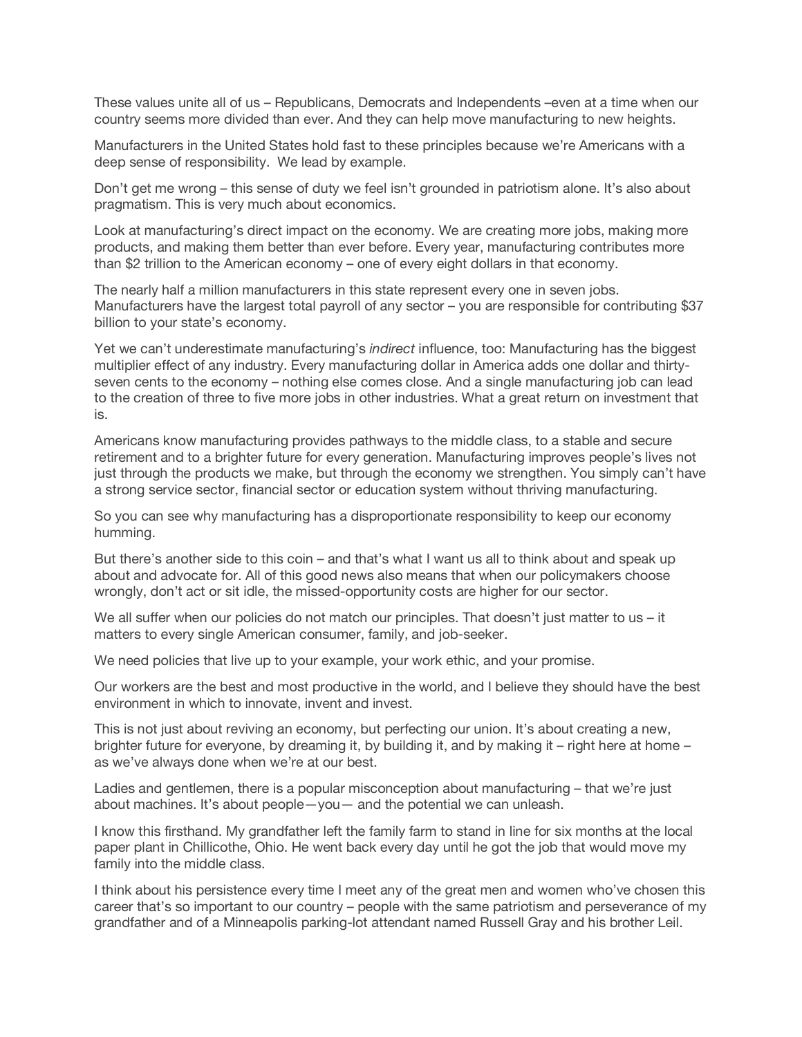These values unite all of us – Republicans, Democrats and Independents –even at a time when our country seems more divided than ever. And they can help move manufacturing to new heights.

Manufacturers in the United States hold fast to these principles because we're Americans with a deep sense of responsibility. We lead by example.

Don't get me wrong – this sense of duty we feel isn't grounded in patriotism alone. It's also about pragmatism. This is very much about economics.

Look at manufacturing's direct impact on the economy. We are creating more jobs, making more products, and making them better than ever before. Every year, manufacturing contributes more than $2 trillion to the American economy – one of every eight dollars in that economy.

The nearly half a million manufacturers in this state represent every one in seven jobs. Manufacturers have the largest total payroll of any sector – you are responsible for contributing $37 billion to your state's economy.

Yet we can't underestimate manufacturing's *indirect* influence, too: Manufacturing has the biggest multiplier effect of any industry. Every manufacturing dollar in America adds one dollar and thirty-seven cents to the economy – nothing else comes close. And a single manufacturing job can lead to the creation of three to five more jobs in other industries. What a great return on investment that is.

Americans know manufacturing provides pathways to the middle class, to a stable and secure retirement and to a brighter future for every generation. Manufacturing improves people's lives not just through the products we make, but through the economy we strengthen. You simply can't have a strong service sector, financial sector or education system without thriving manufacturing.

So you can see why manufacturing has a disproportionate responsibility to keep our economy humming.

But there's another side to this coin – and that's what I want us all to think about and speak up about and advocate for. All of this good news also means that when our policymakers choose wrongly, don't act or sit idle, the missed-opportunity costs are higher for our sector.

We all suffer when our policies do not match our principles. That doesn't just matter to us – it matters to every single American consumer, family, and job-seeker.

We need policies that live up to your example, your work ethic, and your promise.

Our workers are the best and most productive in the world, and I believe they should have the best environment in which to innovate, invent and invest.

This is not just about reviving an economy, but perfecting our union. It's about creating a new, brighter future for everyone, by dreaming it, by building it, and by making it – right here at home – as we've always done when we're at our best.

Ladies and gentlemen, there is a popular misconception about manufacturing – that we're just about machines. It's about people—you— and the potential we can unleash.

I know this firsthand. My grandfather left the family farm to stand in line for six months at the local paper plant in Chillicothe, Ohio. He went back every day until he got the job that would move my family into the middle class.

I think about his persistence every time I meet any of the great men and women who've chosen this career that's so important to our country – people with the same patriotism and perseverance of my grandfather and of a Minneapolis parking-lot attendant named Russell Gray and his brother Leil.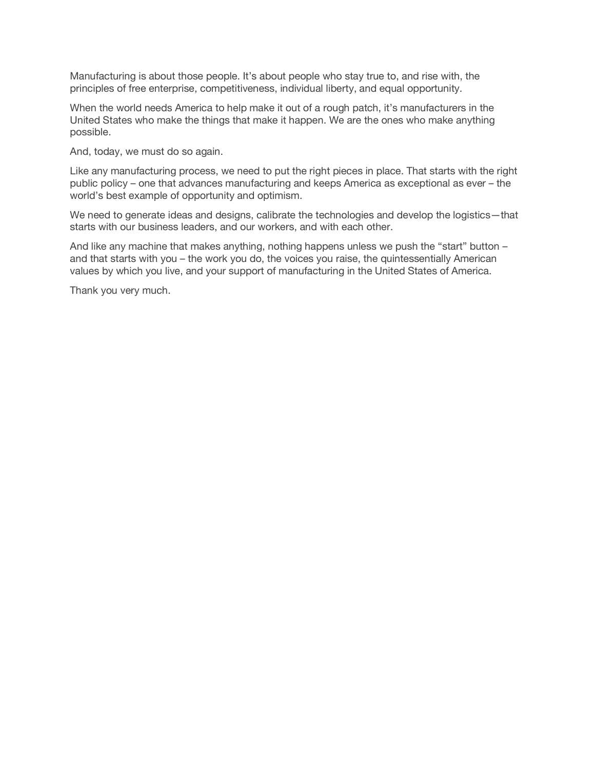Manufacturing is about those people. It's about people who stay true to, and rise with, the principles of free enterprise, competitiveness, individual liberty, and equal opportunity.

When the world needs America to help make it out of a rough patch, it's manufacturers in the United States who make the things that make it happen. We are the ones who make anything possible.

And, today, we must do so again.

Like any manufacturing process, we need to put the right pieces in place. That starts with the right public policy – one that advances manufacturing and keeps America as exceptional as ever – the world's best example of opportunity and optimism.

We need to generate ideas and designs, calibrate the technologies and develop the logistics—that starts with our business leaders, and our workers, and with each other.

And like any machine that makes anything, nothing happens unless we push the "start" button – and that starts with you – the work you do, the voices you raise, the quintessentially American values by which you live, and your support of manufacturing in the United States of America.

Thank you very much.